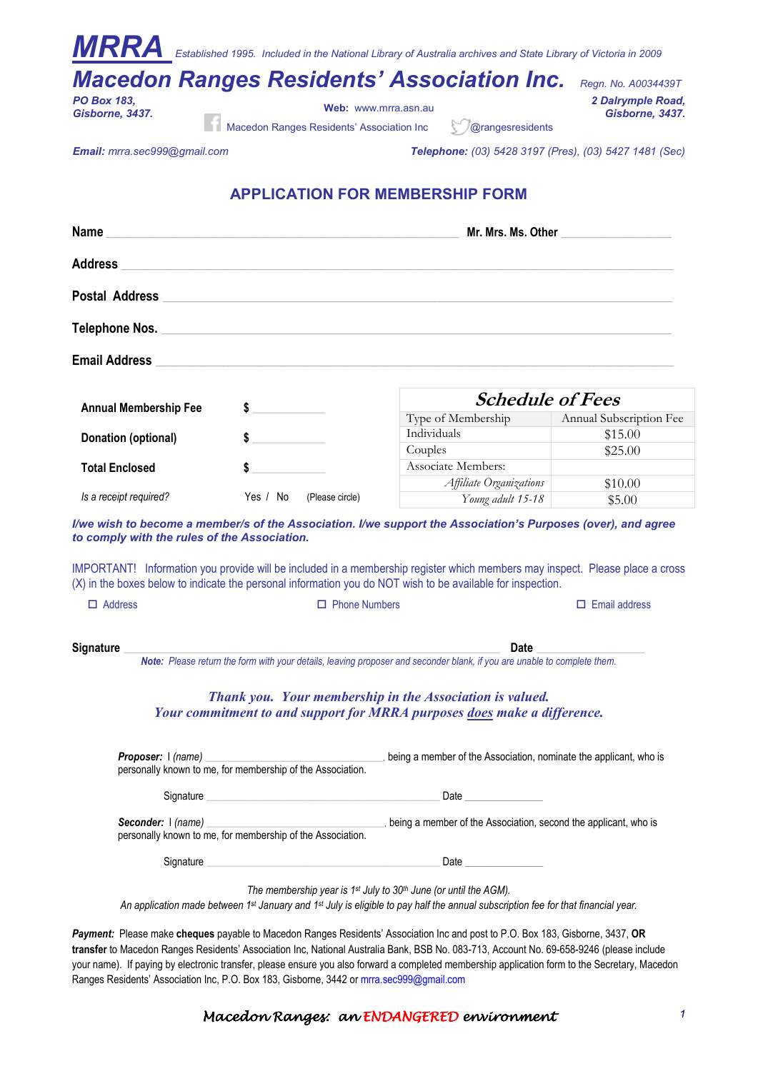# MRRA

*Established 1995. Included in the National Library of Australia archives and State Library of Victoria in 2009*

# Macedon Ranges Residents' Association Inc.

*Regn. No. A0034439T*

**PO Box 183, Gisborne, 3437.**

**Web:** www.mrra.asn.au

**2 Dalrymple Road, Gisborne, 3437.**

Macedon Ranges Residents' Association Inc    @rangesresidents

***Email:*** *mrra.sec999@gmail.com*

***Telephone:*** *(03) 5428 3197 (Pres), (03) 5427 1481 (Sec)*

## APPLICATION FOR MEMBERSHIP FORM

**Name** ______________________________ **Mr. Mrs. Ms. Other** ______________

**Address** ______________________________________________

**Postal Address** ______________________________________________

**Telephone Nos.** ______________________________________________

**Email Address** ______________________________________________

**Annual Membership Fee** $ __________

**Donation (optional)** $ __________

**Total Enclosed** $ __________

*Is a receipt required?* Yes / No (Please circle)

| ***Schedule of Fees*** | |
|---|---|
| Type of Membership | Annual Subscription Fee |
| Individuals | $15.00 |
| Couples | $25.00 |
| Associate Members: | |
| *Affiliate Organizations* | $10.00 |
| *Young adult 15-18* | $5.00 |

***I/we wish to become a member/s of the Association. I/we support the Association's Purposes (over), and agree to comply with the rules of the Association.***

IMPORTANT! Information you provide will be included in a membership register which members may inspect. Please place a cross (X) in the boxes below to indicate the personal information you do NOT wish to be available for inspection.

☐ Address ☐ Phone Numbers ☐ Email address

**Signature** ______________________________ **Date** ______________

***Note:*** *Please return the form with your details, leaving proposer and seconder blank, if you are unable to complete them.*

***Thank you. Your membership in the Association is valued.***
***Your commitment to and support for MRRA purposes does make a difference.***

***Proposer:*** I *(name)* ______________________, being a member of the Association, nominate the applicant, who is personally known to me, for membership of the Association.

Signature ______________________________ Date ______________

***Seconder:*** I *(name)* ______________________, being a member of the Association, second the applicant, who is personally known to me, for membership of the Association.

Signature ______________________________ Date ______________

*The membership year is 1st July to 30th June (or until the AGM).*
*An application made between 1st January and 1st July is eligible to pay half the annual subscription fee for that financial year.*

***Payment:*** Please make **cheques** payable to Macedon Ranges Residents' Association Inc and post to P.O. Box 183, Gisborne, 3437, **OR transfer** to Macedon Ranges Residents' Association Inc, National Australia Bank, BSB No. 083-713, Account No. 69-658-9246 (please include your name). If paying by electronic transfer, please ensure you also forward a completed membership application form to the Secretary, Macedon Ranges Residents' Association Inc, P.O. Box 183, Gisborne, 3442 or mrra.sec999@gmail.com

*Macedon Ranges: an ENDANGERED environment*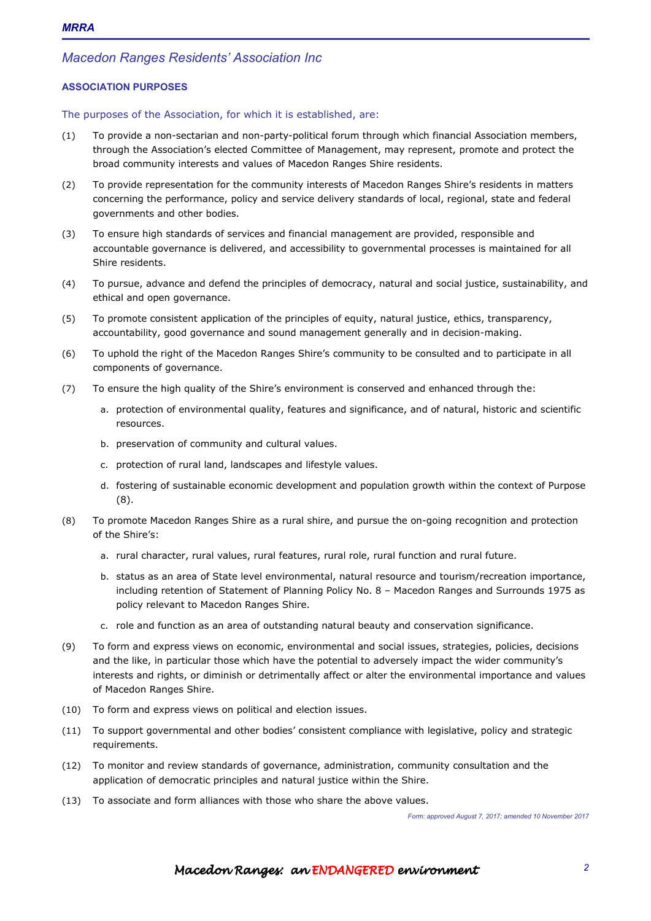## Macedon Ranges Residents' Association Inc

### ASSOCIATION PURPOSES

The purposes of the Association, for which it is established, are:

(1) To provide a non-sectarian and non-party-political forum through which financial Association members, through the Association's elected Committee of Management, may represent, promote and protect the broad community interests and values of Macedon Ranges Shire residents.

(2) To provide representation for the community interests of Macedon Ranges Shire's residents in matters concerning the performance, policy and service delivery standards of local, regional, state and federal governments and other bodies.

(3) To ensure high standards of services and financial management are provided, responsible and accountable governance is delivered, and accessibility to governmental processes is maintained for all Shire residents.

(4) To pursue, advance and defend the principles of democracy, natural and social justice, sustainability, and ethical and open governance.

(5) To promote consistent application of the principles of equity, natural justice, ethics, transparency, accountability, good governance and sound management generally and in decision-making.

(6) To uphold the right of the Macedon Ranges Shire's community to be consulted and to participate in all components of governance.

(7) To ensure the high quality of the Shire's environment is conserved and enhanced through the:

   a. protection of environmental quality, features and significance, and of natural, historic and scientific resources.

   b. preservation of community and cultural values.

   c. protection of rural land, landscapes and lifestyle values.

   d. fostering of sustainable economic development and population growth within the context of Purpose (8).

(8) To promote Macedon Ranges Shire as a rural shire, and pursue the on-going recognition and protection of the Shire's:

   a. rural character, rural values, rural features, rural role, rural function and rural future.

   b. status as an area of State level environmental, natural resource and tourism/recreation importance, including retention of Statement of Planning Policy No. 8 – Macedon Ranges and Surrounds 1975 as policy relevant to Macedon Ranges Shire.

   c. role and function as an area of outstanding natural beauty and conservation significance.

(9) To form and express views on economic, environmental and social issues, strategies, policies, decisions and the like, in particular those which have the potential to adversely impact the wider community's interests and rights, or diminish or detrimentally affect or alter the environmental importance and values of Macedon Ranges Shire.

(10) To form and express views on political and election issues.

(11) To support governmental and other bodies' consistent compliance with legislative, policy and strategic requirements.

(12) To monitor and review standards of governance, administration, community consultation and the application of democratic principles and natural justice within the Shire.

(13) To associate and form alliances with those who share the above values.

*Form: approved August 7, 2017; amended 10 November 2017*